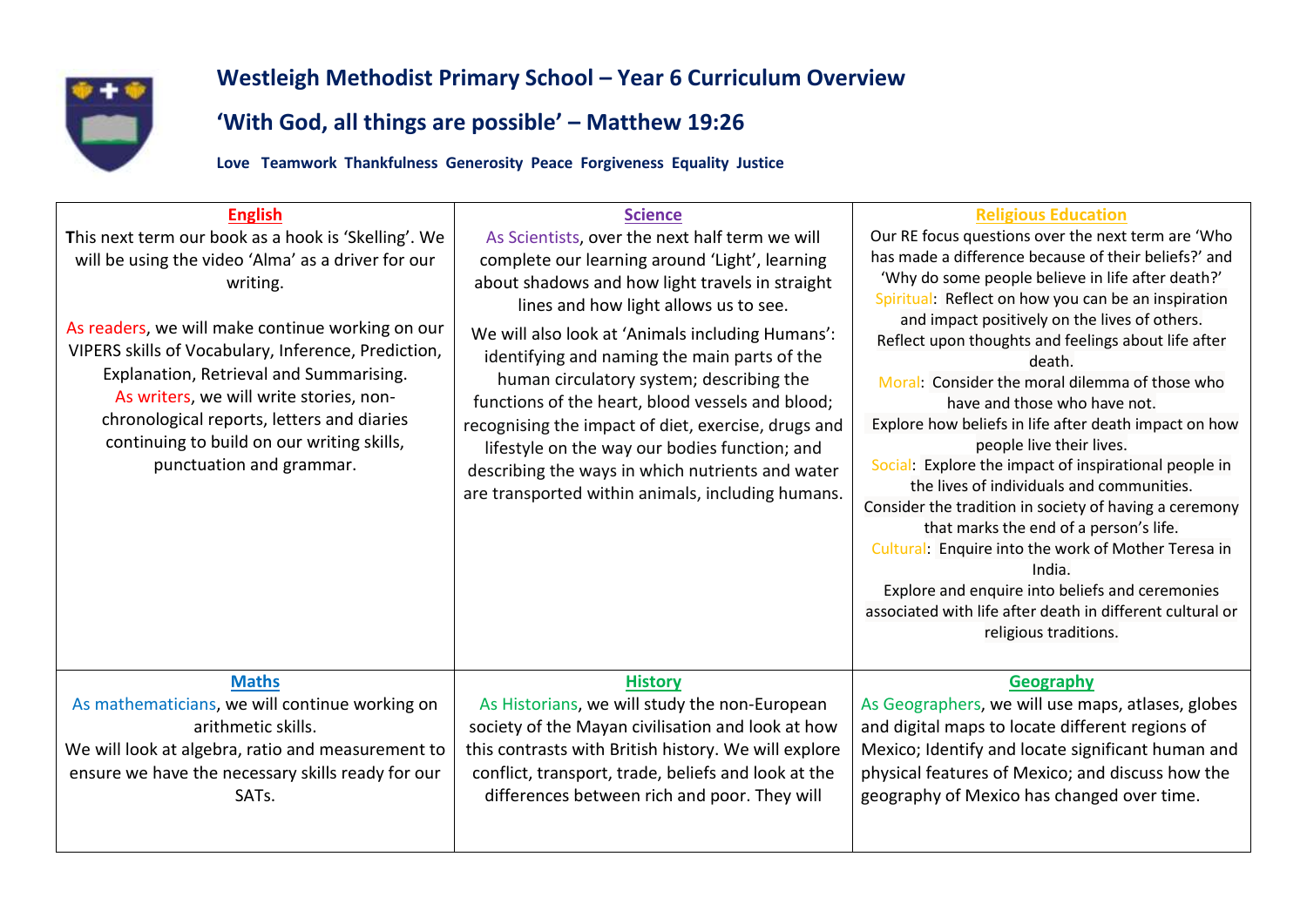# Westleigh Methodist Primary School – Year 6 Curriculum Overview

## ‘With God, all things are possible’ – Matthew 19:26

**Love Teamwork Thankfulness Generosity Peace Forgiveness Equality Justice**

| **English** | **Science** | **Religious Education** |
|---|---|---|
| **T**his next term our book as a hook is ‘Skelling’. We will be using the video ‘Alma’ as a driver for our writing.<br><br>As readers, we will make continue working on our VIPERS skills of Vocabulary, Inference, Prediction, Explanation, Retrieval and Summarising.<br>As writers, we will write stories, non-chronological reports, letters and diaries continuing to build on our writing skills, punctuation and grammar. | As Scientists, over the next half term we will complete our learning around ‘Light’, learning about shadows and how light travels in straight lines and how light allows us to see.<br><br>We will also look at ‘Animals including Humans’: identifying and naming the main parts of the human circulatory system; describing the functions of the heart, blood vessels and blood; recognising the impact of diet, exercise, drugs and lifestyle on the way our bodies function; and describing the ways in which nutrients and water are transported within animals, including humans. | Our RE focus questions over the next term are ‘Who has made a difference because of their beliefs?’ and ‘Why do some people believe in life after death?’<br>Spiritual: Reflect on how you can be an inspiration and impact positively on the lives of others.<br>Reflect upon thoughts and feelings about life after death.<br>Moral: Consider the moral dilemma of those who have and those who have not.<br>Explore how beliefs in life after death impact on how people live their lives.<br>Social: Explore the impact of inspirational people in the lives of individuals and communities.<br>Consider the tradition in society of having a ceremony that marks the end of a person’s life.<br>Cultural: Enquire into the work of Mother Teresa in India.<br>Explore and enquire into beliefs and ceremonies associated with life after death in different cultural or religious traditions. |
| **Maths** | **History** | **Geography** |
| As mathematicians, we will continue working on arithmetic skills.<br>We will look at algebra, ratio and measurement to ensure we have the necessary skills ready for our SATs. | As Historians, we will study the non-European society of the Mayan civilisation and look at how this contrasts with British history. We will explore conflict, transport, trade, beliefs and look at the differences between rich and poor. They will | As Geographers, we will use maps, atlases, globes and digital maps to locate different regions of Mexico; Identify and locate significant human and physical features of Mexico; and discuss how the geography of Mexico has changed over time. |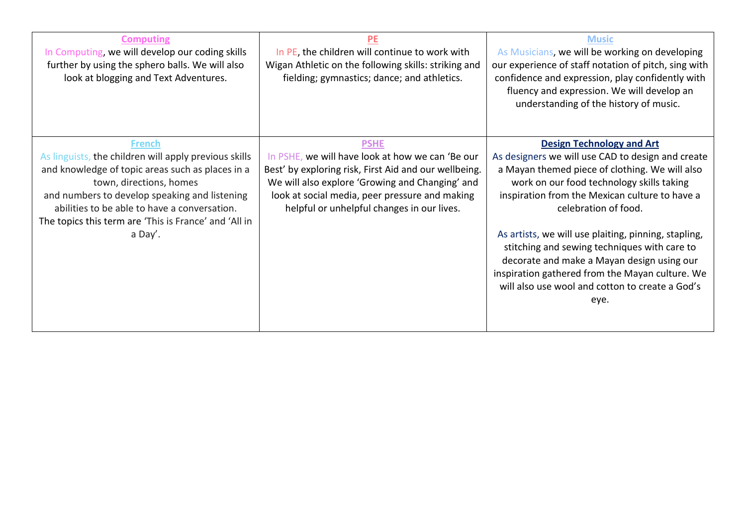| | | |
|---|---|---|
| **Computing**<br>In Computing, we will develop our coding skills further by using the sphero balls. We will also look at blogging and Text Adventures. | **PE**<br>In PE, the children will continue to work with Wigan Athletic on the following skills: striking and fielding; gymnastics; dance; and athletics. | **Music**<br>As Musicians, we will be working on developing our experience of staff notation of pitch, sing with confidence and expression, play confidently with fluency and expression. We will develop an understanding of the history of music. |
| **French**<br>As linguists, the children will apply previous skills and knowledge of topic areas such as places in a town, directions, homes and numbers to develop speaking and listening abilities to be able to have a conversation.<br>The topics this term are 'This is France' and 'All in a Day'. | **PSHE**<br>In PSHE, we will have look at how we can 'Be our Best' by exploring risk, First Aid and our wellbeing. We will also explore 'Growing and Changing' and look at social media, peer pressure and making helpful or unhelpful changes in our lives. | **Design Technology and Art**<br>As designers we will use CAD to design and create a Mayan themed piece of clothing. We will also work on our food technology skills taking inspiration from the Mexican culture to have a celebration of food.<br><br>As artists, we will use plaiting, pinning, stapling, stitching and sewing techniques with care to decorate and make a Mayan design using our inspiration gathered from the Mayan culture. We will also use wool and cotton to create a God's eye. |